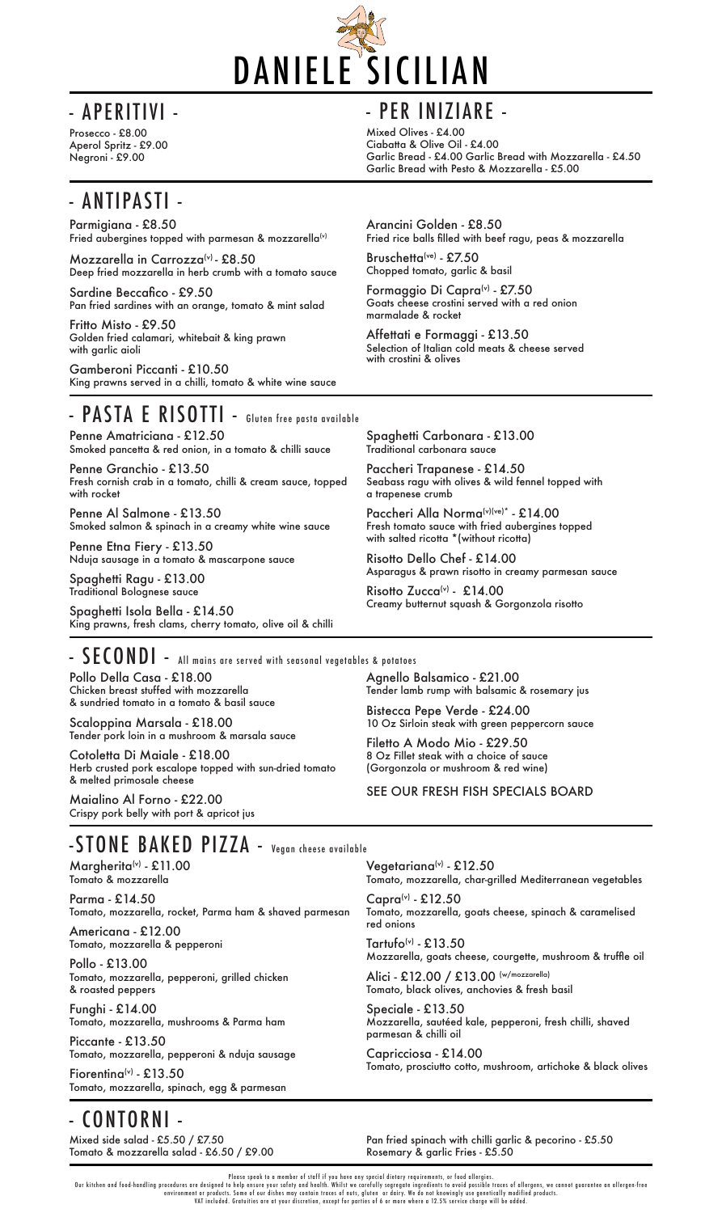# DANIELE SICILIAN

## - APERITIVI -

Prosecco - £8.00
Aperol Spritz - £9.00
Negroni - £9.00

## - PER INIZIARE -

Mixed Olives - £4.00
Ciabatta & Olive Oil - £4.00
Garlic Bread - £4.00 Garlic Bread with Mozzarella - £4.50
Garlic Bread with Pesto & Mozzarella - £5.00

## - ANTIPASTI -

**Parmigiana - £8.50**
Fried aubergines topped with parmesan & mozzarella(v)

**Mozzarella in Carrozza(v) - £8.50**
Deep fried mozzarella in herb crumb with a tomato sauce

**Sardine Beccafico - £9.50**
Pan fried sardines with an orange, tomato & mint salad

**Fritto Misto - £9.50**
Golden fried calamari, whitebait & king prawn with garlic aioli

**Gamberoni Piccanti - £10.50**
King prawns served in a chilli, tomato & white wine sauce

**Arancini Golden - £8.50**
Fried rice balls filled with beef ragu, peas & mozzarella

**Bruschetta(ve) - £7.50**
Chopped tomato, garlic & basil

**Formaggio Di Capra(v) - £7.50**
Goats cheese crostini served with a red onion marmalade & rocket

**Affettati e Formaggi - £13.50**
Selection of Italian cold meats & cheese served with crostini & olives

## - PASTA E RISOTTI - Gluten free pasta available

**Penne Amatriciana - £12.50**
Smoked pancetta & red onion, in a tomato & chilli sauce

**Penne Granchio - £13.50**
Fresh cornish crab in a tomato, chilli & cream sauce, topped with rocket

**Penne Al Salmone - £13.50**
Smoked salmon & spinach in a creamy white wine sauce

**Penne Etna Fiery - £13.50**
Nduja sausage in a tomato & mascarpone sauce

**Spaghetti Ragu - £13.00**
Traditional Bolognese sauce

**Spaghetti Isola Bella - £14.50**
King prawns, fresh clams, cherry tomato, olive oil & chilli

**Spaghetti Carbonara - £13.00**
Traditional carbonara sauce

**Paccheri Trapanese - £14.50**
Seabass ragu with olives & wild fennel topped with a trapenese crumb

**Paccheri Alla Norma(v)(ve)* - £14.00**
Fresh tomato sauce with fried aubergines topped with salted ricotta *(without ricotta)

**Risotto Dello Chef - £14.00**
Asparagus & prawn risotto in creamy parmesan sauce

**Risotto Zucca(v) - £14.00**
Creamy butternut squash & Gorgonzola risotto

## - SECONDI - All mains are served with seasonal vegetables & potatoes

**Pollo Della Casa - £18.00**
Chicken breast stuffed with mozzarella & sundried tomato in a tomato & basil sauce

**Scaloppina Marsala - £18.00**
Tender pork loin in a mushroom & marsala sauce

**Cotoletta Di Maiale - £18.00**
Herb crusted pork escalope topped with sun-dried tomato & melted primosale cheese

**Maialino Al Forno - £22.00**
Crispy pork belly with port & apricot jus

**Agnello Balsamico - £21.00**
Tender lamb rump with balsamic & rosemary jus

**Bistecca Pepe Verde - £24.00**
10 Oz Sirloin steak with green peppercorn sauce

**Filetto A Modo Mio - £29.50**
8 Oz Fillet steak with a choice of sauce (Gorgonzola or mushroom & red wine)

SEE OUR FRESH FISH SPECIALS BOARD

## -STONE BAKED PIZZA - Vegan cheese available

**Margherita(v) - £11.00**
Tomato & mozzarella

**Parma - £14.50**
Tomato, mozzarella, rocket, Parma ham & shaved parmesan

**Americana - £12.00**
Tomato, mozzarella & pepperoni

**Pollo - £13.00**
Tomato, mozzarella, pepperoni, grilled chicken & roasted peppers

**Funghi - £14.00**
Tomato, mozzarella, mushrooms & Parma ham

**Piccante - £13.50**
Tomato, mozzarella, pepperoni & nduja sausage

**Fiorentina(v) - £13.50**
Tomato, mozzarella, spinach, egg & parmesan

**Vegetariana(v) - £12.50**
Tomato, mozzarella, char-grilled Mediterranean vegetables

**Capra(v) - £12.50**
Tomato, mozzarella, goats cheese, spinach & caramelised red onions

**Tartufo(v) - £13.50**
Mozzarella, goats cheese, courgette, mushroom & truffle oil

**Alici - £12.00 / £13.00 (w/mozzarella)**
Tomato, black olives, anchovies & fresh basil

**Speciale - £13.50**
Mozzarella, sautéed kale, pepperoni, fresh chilli, shaved parmesan & chilli oil

**Capricciosa - £14.00**
Tomato, prosciutto cotto, mushroom, artichoke & black olives

## - CONTORNI -

Mixed side salad - £5.50 / £7.50
Tomato & mozzarella salad - £6.50 / £9.00
Pan fried spinach with chilli garlic & pecorino - £5.50
Rosemary & garlic Fries - £5.50

Please speak to a member of staff if you have any special dietary requirements, or food allergies.
Our kitchen and food-handling procedures are designed to help ensure your safety and health. Whilst we carefully segregate ingredients to avoid possible traces of allergens, we cannot guarantee an allergen-free environment or products. Some of our dishes may contain traces of nuts, gluten or dairy. We do not knowingly use genetically modified products.
VAT included. Gratuities are at your discretion, except for parties of 6 or more where a 12.5% service charge will be added.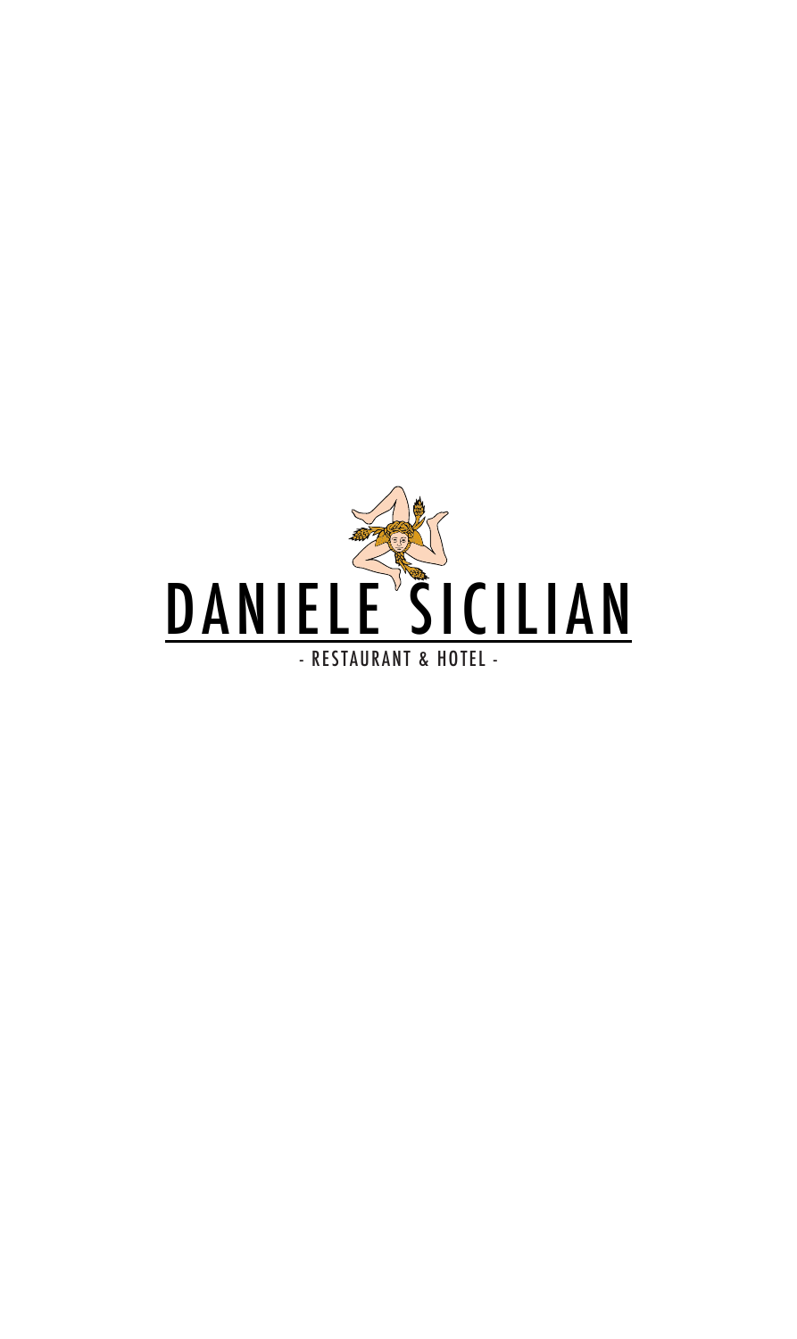# DANIELE SICILIAN

- RESTAURANT & HOTEL -